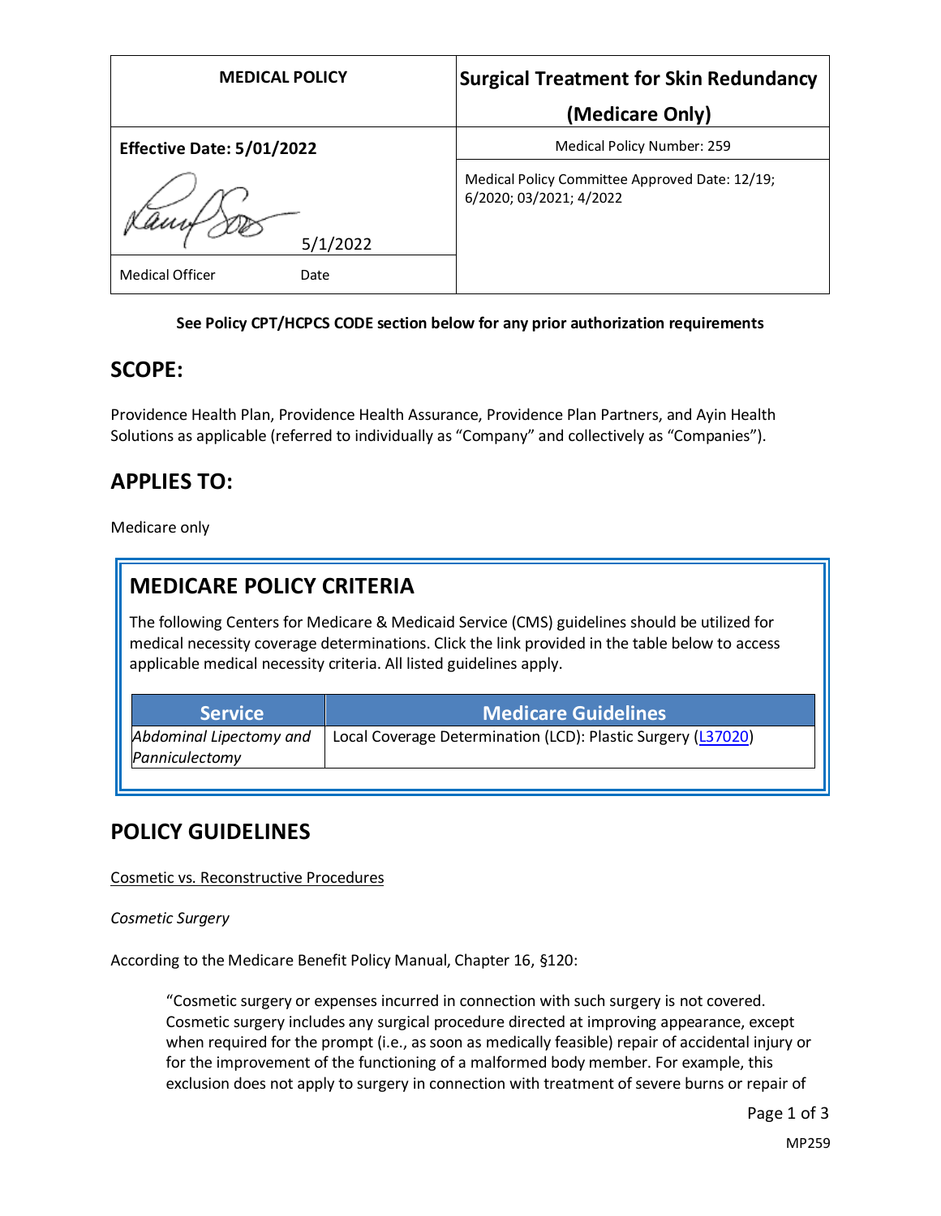| MEDICAL POLICY | Surgical Treatment for Skin Redundancy (Medicare Only) |
|---|---|
| **Effective Date: 5/01/2022** | Medical Policy Number: 259 |
| 5/1/2022 | Medical Policy Committee Approved Date: 12/19; 6/2020; 03/2021; 4/2022 |
| Medical Officer Date | |

**See Policy CPT/HCPCS CODE section below for any prior authorization requirements**

## SCOPE:

Providence Health Plan, Providence Health Assurance, Providence Plan Partners, and Ayin Health Solutions as applicable (referred to individually as "Company" and collectively as "Companies").

## APPLIES TO:

Medicare only

## MEDICARE POLICY CRITERIA

The following Centers for Medicare & Medicaid Service (CMS) guidelines should be utilized for medical necessity coverage determinations. Click the link provided in the table below to access applicable medical necessity criteria. All listed guidelines apply.

| Service | Medicare Guidelines |
|---|---|
| *Abdominal Lipectomy and Panniculectomy* | Local Coverage Determination (LCD): Plastic Surgery (L37020) |

## POLICY GUIDELINES

Cosmetic vs. Reconstructive Procedures

*Cosmetic Surgery*

According to the Medicare Benefit Policy Manual, Chapter 16, §120:

> "Cosmetic surgery or expenses incurred in connection with such surgery is not covered. Cosmetic surgery includes any surgical procedure directed at improving appearance, except when required for the prompt (i.e., as soon as medically feasible) repair of accidental injury or for the improvement of the functioning of a malformed body member. For example, this exclusion does not apply to surgery in connection with treatment of severe burns or repair of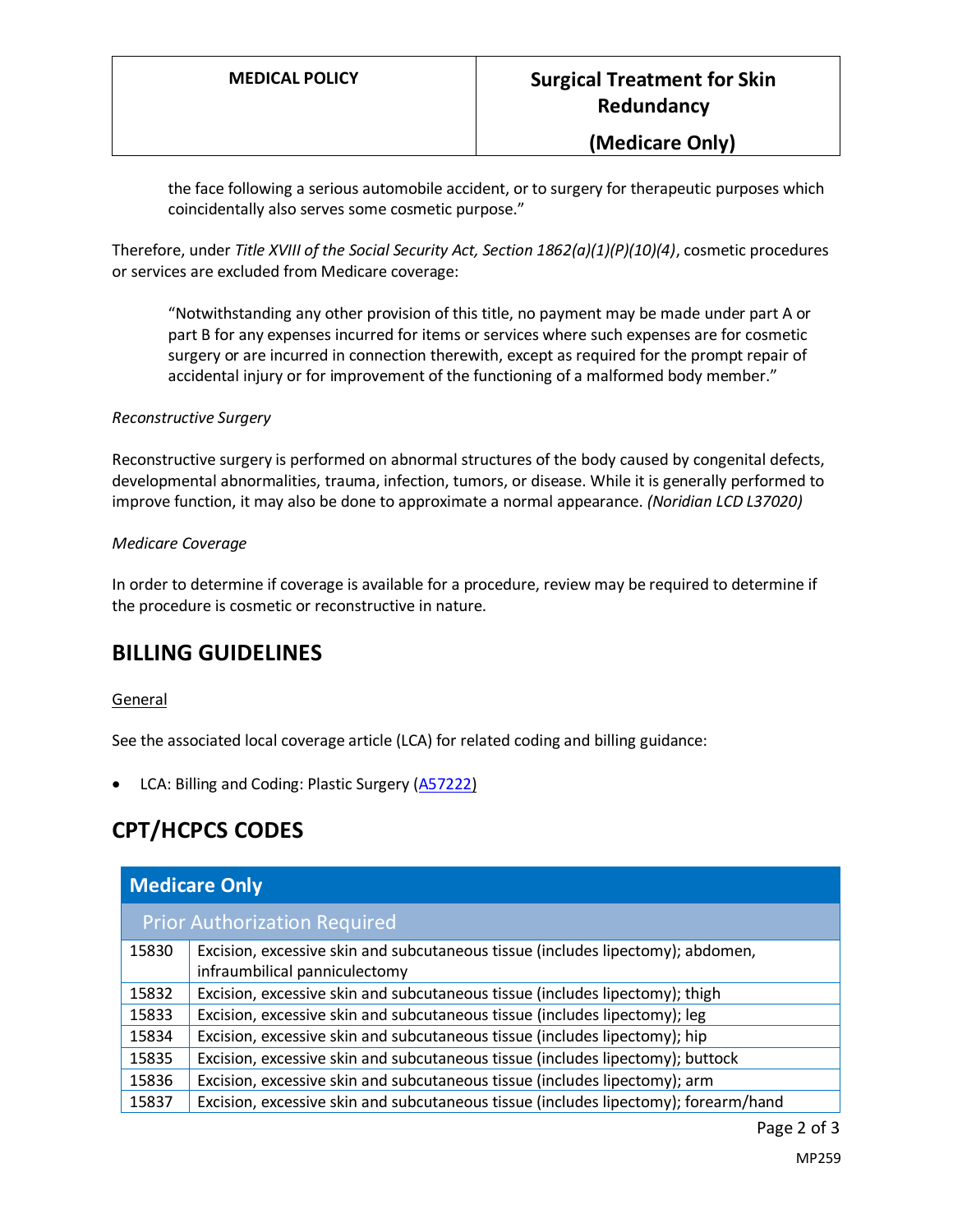the face following a serious automobile accident, or to surgery for therapeutic purposes which coincidentally also serves some cosmetic purpose."

Therefore, under *Title XVIII of the Social Security Act, Section 1862(a)(1)(P)(10)(4)*, cosmetic procedures or services are excluded from Medicare coverage:

> "Notwithstanding any other provision of this title, no payment may be made under part A or part B for any expenses incurred for items or services where such expenses are for cosmetic surgery or are incurred in connection therewith, except as required for the prompt repair of accidental injury or for improvement of the functioning of a malformed body member."

*Reconstructive Surgery*

Reconstructive surgery is performed on abnormal structures of the body caused by congenital defects, developmental abnormalities, trauma, infection, tumors, or disease. While it is generally performed to improve function, it may also be done to approximate a normal appearance. *(Noridian LCD L37020)*

*Medicare Coverage*

In order to determine if coverage is available for a procedure, review may be required to determine if the procedure is cosmetic or reconstructive in nature.

## BILLING GUIDELINES

General

See the associated local coverage article (LCA) for related coding and billing guidance:

- LCA: Billing and Coding: Plastic Surgery (A57222)

## CPT/HCPCS CODES

| Medicare Only | |
|---|---|
| **Prior Authorization Required** | |
| 15830 | Excision, excessive skin and subcutaneous tissue (includes lipectomy); abdomen, infraumbilical panniculectomy |
| 15832 | Excision, excessive skin and subcutaneous tissue (includes lipectomy); thigh |
| 15833 | Excision, excessive skin and subcutaneous tissue (includes lipectomy); leg |
| 15834 | Excision, excessive skin and subcutaneous tissue (includes lipectomy); hip |
| 15835 | Excision, excessive skin and subcutaneous tissue (includes lipectomy); buttock |
| 15836 | Excision, excessive skin and subcutaneous tissue (includes lipectomy); arm |
| 15837 | Excision, excessive skin and subcutaneous tissue (includes lipectomy); forearm/hand |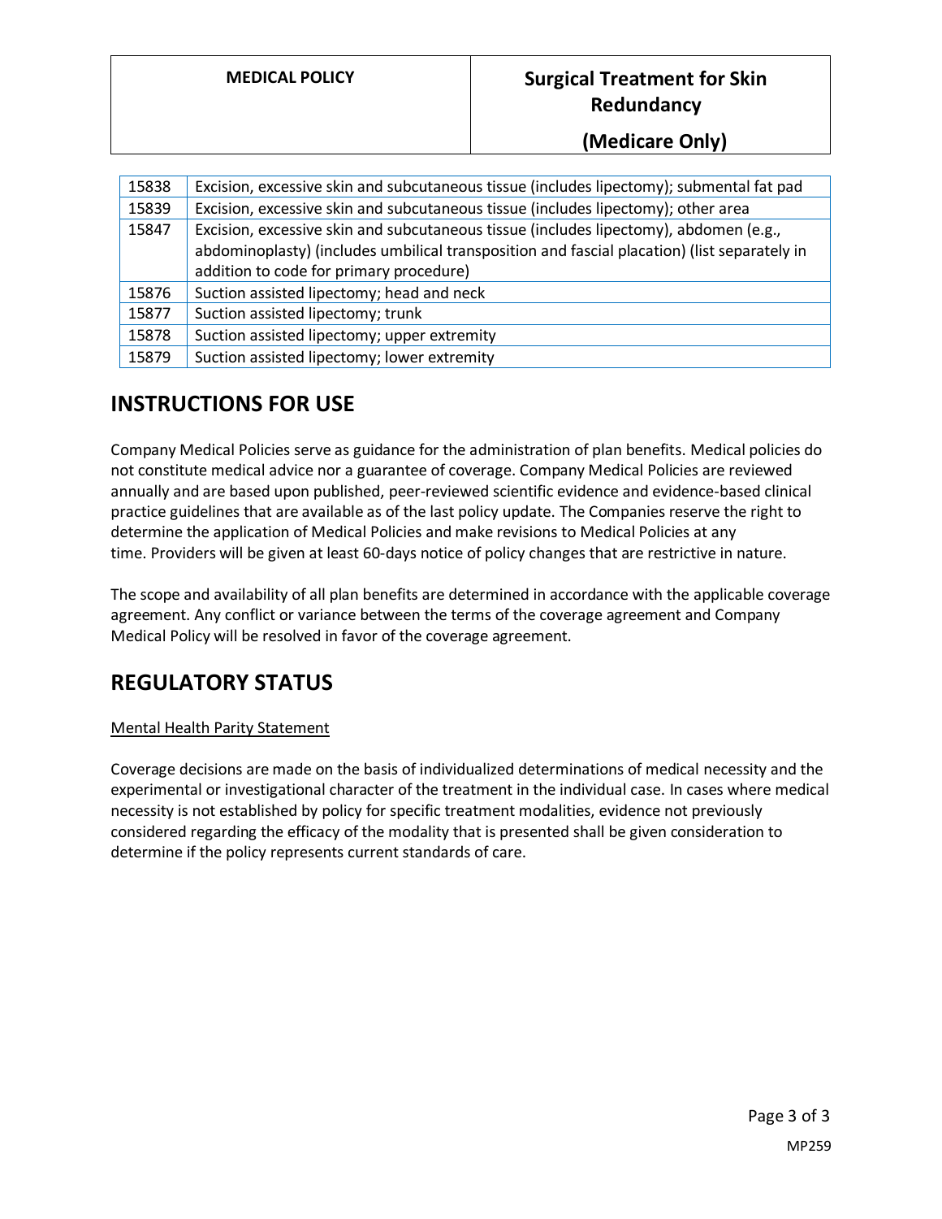| | |
|---|---|
| 15838 | Excision, excessive skin and subcutaneous tissue (includes lipectomy); submental fat pad |
| 15839 | Excision, excessive skin and subcutaneous tissue (includes lipectomy); other area |
| 15847 | Excision, excessive skin and subcutaneous tissue (includes lipectomy), abdomen (e.g., abdominoplasty) (includes umbilical transposition and fascial placation) (list separately in addition to code for primary procedure) |
| 15876 | Suction assisted lipectomy; head and neck |
| 15877 | Suction assisted lipectomy; trunk |
| 15878 | Suction assisted lipectomy; upper extremity |
| 15879 | Suction assisted lipectomy; lower extremity |

## INSTRUCTIONS FOR USE

Company Medical Policies serve as guidance for the administration of plan benefits. Medical policies do not constitute medical advice nor a guarantee of coverage. Company Medical Policies are reviewed annually and are based upon published, peer-reviewed scientific evidence and evidence-based clinical practice guidelines that are available as of the last policy update. The Companies reserve the right to determine the application of Medical Policies and make revisions to Medical Policies at any time. Providers will be given at least 60-days notice of policy changes that are restrictive in nature.

The scope and availability of all plan benefits are determined in accordance with the applicable coverage agreement. Any conflict or variance between the terms of the coverage agreement and Company Medical Policy will be resolved in favor of the coverage agreement.

## REGULATORY STATUS

Mental Health Parity Statement

Coverage decisions are made on the basis of individualized determinations of medical necessity and the experimental or investigational character of the treatment in the individual case. In cases where medical necessity is not established by policy for specific treatment modalities, evidence not previously considered regarding the efficacy of the modality that is presented shall be given consideration to determine if the policy represents current standards of care.